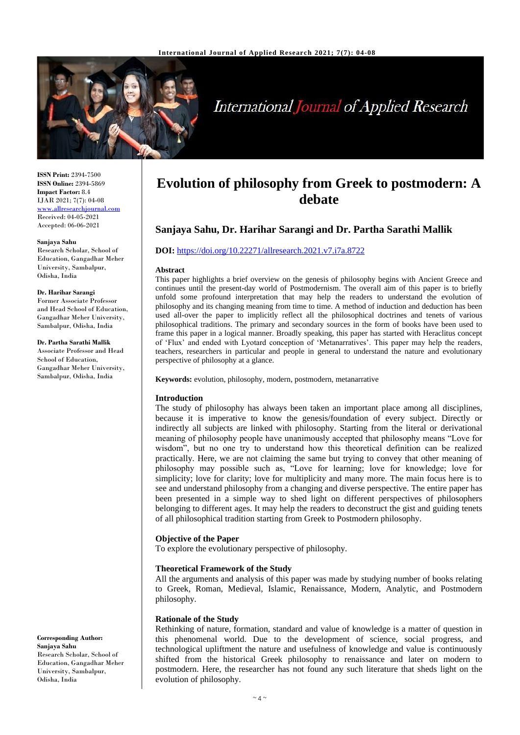# Evolution of philosophy from Greek to postmodern: A debate

## Sanjaya Sahu, Dr. Harihar Sarangi and Dr. Partha Sarathi Mallik

**DOI:** https://doi.org/10.22271/allresearch.2021.v7.i7a.8722

**ISSN Print:** 2394-7500
**ISSN Online:** 2394-5869
**Impact Factor:** 8.4
IJAR 2021; 7(7): 04-08
www.allresearchjournal.com
Received: 04-05-2021
Accepted: 06-06-2021

**Sanjaya Sahu**
Research Scholar, School of Education, Gangadhar Meher University, Sambalpur, Odisha, India

**Dr. Harihar Sarangi**
Former Associate Professor and Head School of Education, Gangadhar Meher University, Sambalpur, Odisha, India

**Dr. Partha Sarathi Mallik**
Associate Professor and Head School of Education, Gangadhar Meher University, Sambalpur, Odisha, India

**Corresponding Author:**
**Sanjaya Sahu**
Research Scholar, School of Education, Gangadhar Meher University, Sambalpur, Odisha, India

### Abstract

This paper highlights a brief overview on the genesis of philosophy begins with Ancient Greece and continues until the present-day world of Postmodernism. The overall aim of this paper is to briefly unfold some profound interpretation that may help the readers to understand the evolution of philosophy and its changing meaning from time to time. A method of induction and deduction has been used all-over the paper to implicitly reflect all the philosophical doctrines and tenets of various philosophical traditions. The primary and secondary sources in the form of books have been used to frame this paper in a logical manner. Broadly speaking, this paper has started with Heraclitus concept of 'Flux' and ended with Lyotard conception of 'Metanarratives'. This paper may help the readers, teachers, researchers in particular and people in general to understand the nature and evolutionary perspective of philosophy at a glance.

**Keywords:** evolution, philosophy, modern, postmodern, metanarrative

### Introduction

The study of philosophy has always been taken an important place among all disciplines, because it is imperative to know the genesis/foundation of every subject. Directly or indirectly all subjects are linked with philosophy. Starting from the literal or derivational meaning of philosophy people have unanimously accepted that philosophy means "Love for wisdom", but no one try to understand how this theoretical definition can be realized practically. Here, we are not claiming the same but trying to convey that other meaning of philosophy may possible such as, "Love for learning; love for knowledge; love for simplicity; love for clarity; love for multiplicity and many more. The main focus here is to see and understand philosophy from a changing and diverse perspective. The entire paper has been presented in a simple way to shed light on different perspectives of philosophers belonging to different ages. It may help the readers to deconstruct the gist and guiding tenets of all philosophical tradition starting from Greek to Postmodern philosophy.

### Objective of the Paper

To explore the evolutionary perspective of philosophy.

### Theoretical Framework of the Study

All the arguments and analysis of this paper was made by studying number of books relating to Greek, Roman, Medieval, Islamic, Renaissance, Modern, Analytic, and Postmodern philosophy.

### Rationale of the Study

Rethinking of nature, formation, standard and value of knowledge is a matter of question in this phenomenal world. Due to the development of science, social progress, and technological upliftment the nature and usefulness of knowledge and value is continuously shifted from the historical Greek philosophy to renaissance and later on modern to postmodern. Here, the researcher has not found any such literature that sheds light on the evolution of philosophy.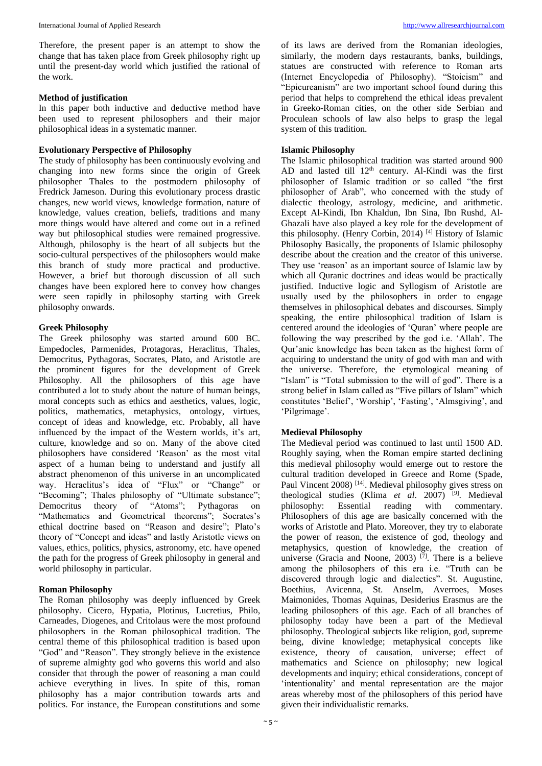Therefore, the present paper is an attempt to show the change that has taken place from Greek philosophy right up until the present-day world which justified the rational of the work.

### Method of justification

In this paper both inductive and deductive method have been used to represent philosophers and their major philosophical ideas in a systematic manner.

### Evolutionary Perspective of Philosophy

The study of philosophy has been continuously evolving and changing into new forms since the origin of Greek philosopher Thales to the postmodern philosophy of Fredrick Jameson. During this evolutionary process drastic changes, new world views, knowledge formation, nature of knowledge, values creation, beliefs, traditions and many more things would have altered and come out in a refined way but philosophical studies were remained progressive. Although, philosophy is the heart of all subjects but the socio-cultural perspectives of the philosophers would make this branch of study more practical and productive. However, a brief but thorough discussion of all such changes have been explored here to convey how changes were seen rapidly in philosophy starting with Greek philosophy onwards.

### Greek Philosophy

The Greek philosophy was started around 600 BC. Empedocles, Parmenides, Protagoras, Heraclitus, Thales, Democritus, Pythagoras, Socrates, Plato, and Aristotle are the prominent figures for the development of Greek Philosophy. All the philosophers of this age have contributed a lot to study about the nature of human beings, moral concepts such as ethics and aesthetics, values, logic, politics, mathematics, metaphysics, ontology, virtues, concept of ideas and knowledge, etc. Probably, all have influenced by the impact of the Western worlds, it's art, culture, knowledge and so on. Many of the above cited philosophers have considered 'Reason' as the most vital aspect of a human being to understand and justify all abstract phenomenon of this universe in an uncomplicated way. Heraclitus's idea of "Flux" or "Change" or "Becoming"; Thales philosophy of "Ultimate substance"; Democritus theory of "Atoms"; Pythagoras on "Mathematics and Geometrical theorems"; Socrates's ethical doctrine based on "Reason and desire"; Plato's theory of "Concept and ideas" and lastly Aristotle views on values, ethics, politics, physics, astronomy, etc. have opened the path for the progress of Greek philosophy in general and world philosophy in particular.

### Roman Philosophy

The Roman philosophy was deeply influenced by Greek philosophy. Cicero, Hypatia, Plotinus, Lucretius, Philo, Carneades, Diogenes, and Critolaus were the most profound philosophers in the Roman philosophical tradition. The central theme of this philosophical tradition is based upon "God" and "Reason". They strongly believe in the existence of supreme almighty god who governs this world and also consider that through the power of reasoning a man could achieve everything in lives. In spite of this, roman philosophy has a major contribution towards arts and politics. For instance, the European constitutions and some of its laws are derived from the Romanian ideologies, similarly, the modern days restaurants, banks, buildings, statues are constructed with reference to Roman arts (Internet Encyclopedia of Philosophy). "Stoicism" and "Epicureanism" are two important school found during this period that helps to comprehend the ethical ideas prevalent in Greeko-Roman cities, on the other side Serbian and Proculean schools of law also helps to grasp the legal system of this tradition.

### Islamic Philosophy

The Islamic philosophical tradition was started around 900 AD and lasted till 12th century. Al-Kindi was the first philosopher of Islamic tradition or so called "the first philosopher of Arab", who concerned with the study of dialectic theology, astrology, medicine, and arithmetic. Except Al-Kindi, Ibn Khaldun, Ibn Sina, Ibn Rushd, Al-Ghazali have also played a key role for the development of this philosophy. (Henry Corbin, 2014) [4] History of Islamic Philosophy Basically, the proponents of Islamic philosophy describe about the creation and the creator of this universe. They use 'reason' as an important source of Islamic law by which all Quranic doctrines and ideas would be practically justified. Inductive logic and Syllogism of Aristotle are usually used by the philosophers in order to engage themselves in philosophical debates and discourses. Simply speaking, the entire philosophical tradition of Islam is centered around the ideologies of 'Quran' where people are following the way prescribed by the god i.e. 'Allah'. The Qur'anic knowledge has been taken as the highest form of acquiring to understand the unity of god with man and with the universe. Therefore, the etymological meaning of "Islam" is "Total submission to the will of god". There is a strong belief in Islam called as "Five pillars of Islam" which constitutes 'Belief', 'Worship', 'Fasting', 'Almsgiving', and 'Pilgrimage'.

### Medieval Philosophy

The Medieval period was continued to last until 1500 AD. Roughly saying, when the Roman empire started declining this medieval philosophy would emerge out to restore the cultural tradition developed in Greece and Rome (Spade, Paul Vincent 2008) [14]. Medieval philosophy gives stress on theological studies (Klima *et al*. 2007) [9]. Medieval philosophy: Essential reading with commentary. Philosophers of this age are basically concerned with the works of Aristotle and Plato. Moreover, they try to elaborate the power of reason, the existence of god, theology and metaphysics, question of knowledge, the creation of universe (Gracia and Noone, 2003) [7]. There is a believe among the philosophers of this era i.e. "Truth can be discovered through logic and dialectics". St. Augustine, Boethius, Avicenna, St. Anselm, Averroes, Moses Maimonides, Thomas Aquinas, Desiderius Erasmus are the leading philosophers of this age. Each of all branches of philosophy today have been a part of the Medieval philosophy. Theological subjects like religion, god, supreme being, divine knowledge; metaphysical concepts like existence, theory of causation, universe; effect of mathematics and Science on philosophy; new logical developments and inquiry; ethical considerations, concept of 'intentionality' and mental representation are the major areas whereby most of the philosophers of this period have given their individualistic remarks.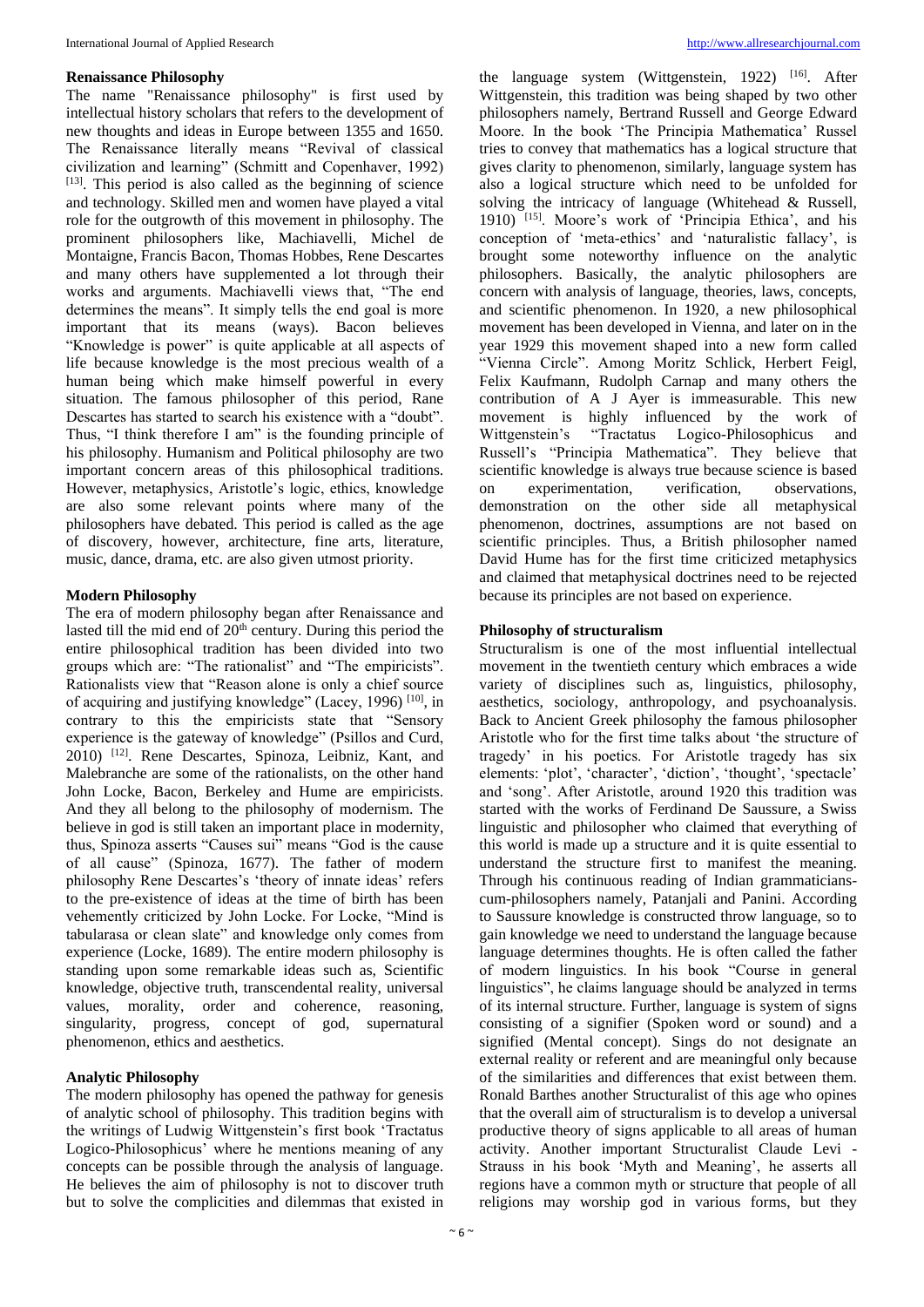#### Renaissance Philosophy

The name "Renaissance philosophy" is first used by intellectual history scholars that refers to the development of new thoughts and ideas in Europe between 1355 and 1650. The Renaissance literally means "Revival of classical civilization and learning" (Schmitt and Copenhaver, 1992) [13]. This period is also called as the beginning of science and technology. Skilled men and women have played a vital role for the outgrowth of this movement in philosophy. The prominent philosophers like, Machiavelli, Michel de Montaigne, Francis Bacon, Thomas Hobbes, Rene Descartes and many others have supplemented a lot through their works and arguments. Machiavelli views that, "The end determines the means". It simply tells the end goal is more important that its means (ways). Bacon believes "Knowledge is power" is quite applicable at all aspects of life because knowledge is the most precious wealth of a human being which make himself powerful in every situation. The famous philosopher of this period, Rane Descartes has started to search his existence with a "doubt". Thus, "I think therefore I am" is the founding principle of his philosophy. Humanism and Political philosophy are two important concern areas of this philosophical traditions. However, metaphysics, Aristotle's logic, ethics, knowledge are also some relevant points where many of the philosophers have debated. This period is called as the age of discovery, however, architecture, fine arts, literature, music, dance, drama, etc. are also given utmost priority.

#### Modern Philosophy

The era of modern philosophy began after Renaissance and lasted till the mid end of 20th century. During this period the entire philosophical tradition has been divided into two groups which are: "The rationalists" and "The empiricists". Rationalists view that "Reason alone is only a chief source of acquiring and justifying knowledge" (Lacey, 1996) [10], in contrary to this the empiricists state that "Sensory experience is the gateway of knowledge" (Psillos and Curd, 2010) [12]. Rene Descartes, Spinoza, Leibniz, Kant, and Malebranche are some of the rationalists, on the other hand John Locke, Bacon, Berkeley and Hume are empiricists. And they all belong to the philosophy of modernism. The believe in god is still taken an important place in modernity, thus, Spinoza asserts "Causes sui" means "God is the cause of all cause" (Spinoza, 1677). The father of modern philosophy Rene Descartes's 'theory of innate ideas' refers to the pre-existence of ideas at the time of birth has been vehemently criticized by John Locke. For Locke, "Mind is tabularasa or clean slate" and knowledge only comes from experience (Locke, 1689). The entire modern philosophy is standing upon some remarkable ideas such as, Scientific knowledge, objective truth, transcendental reality, universal values, morality, order and coherence, reasoning, singularity, progress, concept of god, supernatural phenomenon, ethics and aesthetics.

#### Analytic Philosophy

The modern philosophy has opened the pathway for genesis of analytic school of philosophy. This tradition begins with the writings of Ludwig Wittgenstein's first book 'Tractatus Logico-Philosophicus' where he mentions meaning of any concepts can be possible through the analysis of language. He believes the aim of philosophy is not to discover truth but to solve the complicities and dilemmas that existed in the language system (Wittgenstein, 1922) [16]. After Wittgenstein, this tradition was being shaped by two other philosophers namely, Bertrand Russell and George Edward Moore. In the book 'The Principia Mathematica' Russel tries to convey that mathematics has a logical structure that gives clarity to phenomenon, similarly, language system has also a logical structure which need to be unfolded for solving the intricacy of language (Whitehead & Russell, 1910) [15]. Moore's work of 'Principia Ethica', and his conception of 'meta-ethics' and 'naturalistic fallacy', is brought some noteworthy influence on the analytic philosophers. Basically, the analytic philosophers are concern with analysis of language, theories, laws, concepts, and scientific phenomenon. In 1920, a new philosophical movement has been developed in Vienna, and later on in the year 1929 this movement shaped into a new form called "Vienna Circle". Among Moritz Schlick, Herbert Feigl, Felix Kaufmann, Rudolph Carnap and many others the contribution of A J Ayer is immeasurable. This new movement is highly influenced by the work of Wittgenstein's "Tractatus Logico-Philosophicus and Russell's "Principia Mathematica". They believe that scientific knowledge is always true because science is based on experimentation, verification, observations, demonstration on the other side all metaphysical phenomenon, doctrines, assumptions are not based on scientific principles. Thus, a British philosopher named David Hume has for the first time criticized metaphysics and claimed that metaphysical doctrines need to be rejected because its principles are not based on experience.

#### Philosophy of structuralism

Structuralism is one of the most influential intellectual movement in the twentieth century which embraces a wide variety of disciplines such as, linguistics, philosophy, aesthetics, sociology, anthropology, and psychoanalysis. Back to Ancient Greek philosophy the famous philosopher Aristotle who for the first time talks about 'the structure of tragedy' in his poetics. For Aristotle tragedy has six elements: 'plot', 'character', 'diction', 'thought', 'spectacle' and 'song'. After Aristotle, around 1920 this tradition was started with the works of Ferdinand De Saussure, a Swiss linguistic and philosopher who claimed that everything of this world is made up a structure and it is quite essential to understand the structure first to manifest the meaning. Through his continuous reading of Indian grammarians-cum-philosophers namely, Patanjali and Panini. According to Saussure knowledge is constructed throw language, so to gain knowledge we need to understand the language because language determines thoughts. He is often called the father of modern linguistics. In his book "Course in general linguistics", he claims language should be analyzed in terms of its internal structure. Further, language is system of signs consisting of a signifier (Spoken word or sound) and a signified (Mental concept). Sings do not designate an external reality or referent and are meaningful only because of the similarities and differences that exist between them. Ronald Barthes another Structuralist of this age who opines that the overall aim of structuralism is to develop a universal productive theory of signs applicable to all areas of human activity. Another important Structuralist Claude Levi - Strauss in his book 'Myth and Meaning', he asserts all regions have a common myth or structure that people of all religions may worship god in various forms, but they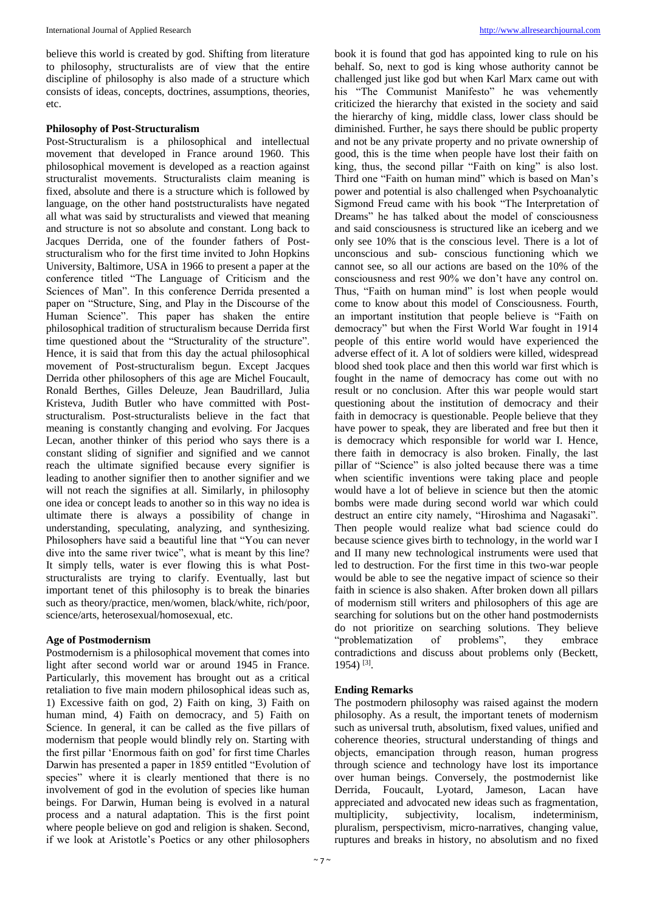believe this world is created by god. Shifting from literature to philosophy, structuralists are of view that the entire discipline of philosophy is also made of a structure which consists of ideas, concepts, doctrines, assumptions, theories, etc.

**Philosophy of Post-Structuralism**

Post-Structuralism is a philosophical and intellectual movement that developed in France around 1960. This philosophical movement is developed as a reaction against structuralist movements. Structuralists claim meaning is fixed, absolute and there is a structure which is followed by language, on the other hand poststructuralists have negated all what was said by structuralists and viewed that meaning and structure is not so absolute and constant. Long back to Jacques Derrida, one of the founder fathers of Post-structuralism who for the first time invited to John Hopkins University, Baltimore, USA in 1966 to present a paper at the conference titled "The Language of Criticism and the Sciences of Man". In this conference Derrida presented a paper on "Structure, Sing, and Play in the Discourse of the Human Science". This paper has shaken the entire philosophical tradition of structuralism because Derrida first time questioned about the "Structurality of the structure". Hence, it is said that from this day the actual philosophical movement of Post-structuralism begun. Except Jacques Derrida other philosophers of this age are Michel Foucault, Ronald Berthes, Gilles Deleuze, Jean Baudrillard, Julia Kristeva, Judith Butler who have committed with Post-structuralism. Post-structuralists believe in the fact that meaning is constantly changing and evolving. For Jacques Lecan, another thinker of this period who says there is a constant sliding of signifier and signified and we cannot reach the ultimate signified because every signifier is leading to another signifier then to another signifier and we will not reach the signifies at all. Similarly, in philosophy one idea or concept leads to another so in this way no idea is ultimate there is always a possibility of change in understanding, speculating, analyzing, and synthesizing. Philosophers have said a beautiful line that "You can never dive into the same river twice", what is meant by this line? It simply tells, water is ever flowing this is what Post-structuralists are trying to clarify. Eventually, last but important tenet of this philosophy is to break the binaries such as theory/practice, men/women, black/white, rich/poor, science/arts, heterosexual/homosexual, etc.

**Age of Postmodernism**

Postmodernism is a philosophical movement that comes into light after second world war or around 1945 in France. Particularly, this movement has brought out as a critical retaliation to five main modern philosophical ideas such as, 1) Excessive faith on god, 2) Faith on king, 3) Faith on human mind, 4) Faith on democracy, and 5) Faith on Science. In general, it can be called as the five pillars of modernism that people would blindly rely on. Starting with the first pillar 'Enormous faith on god' for first time Charles Darwin has presented a paper in 1859 entitled "Evolution of species" where it is clearly mentioned that there is no involvement of god in the evolution of species like human beings. For Darwin, Human being is evolved in a natural process and a natural adaptation. This is the first point where people believe on god and religion is shaken. Second, if we look at Aristotle's Poetics or any other philosophers book it is found that god has appointed king to rule on his behalf. So, next to god is king whose authority cannot be challenged just like god but when Karl Marx came out with his "The Communist Manifesto" he was vehemently criticized the hierarchy that existed in the society and said the hierarchy of king, middle class, lower class should be diminished. Further, he says there should be public property and not be any private property and no private ownership of good, this is the time when people have lost their faith on king, thus, the second pillar "Faith on king" is also lost. Third one "Faith on human mind" which is based on Man's power and potential is also challenged when Psychoanalytic Sigmond Freud came with his book "The Interpretation of Dreams" he has talked about the model of consciousness and said consciousness is structured like an iceberg and we only see 10% that is the conscious level. There is a lot of unconscious and sub- conscious functioning which we cannot see, so all our actions are based on the 10% of the consciousness and rest 90% we don't have any control on. Thus, "Faith on human mind" is lost when people would come to know about this model of Consciousness. Fourth, an important institution that people believe is "Faith on democracy" but when the First World War fought in 1914 people of this entire world would have experienced the adverse effect of it. A lot of soldiers were killed, widespread blood shed took place and then this world war first which is fought in the name of democracy has come out with no result or no conclusion. After this war people would start questioning about the institution of democracy and their faith in democracy is questionable. People believe that they have power to speak, they are liberated and free but then it is democracy which responsible for world war I. Hence, there faith in democracy is also broken. Finally, the last pillar of "Science" is also jolted because there was a time when scientific inventions were taking place and people would have a lot of believe in science but then the atomic bombs were made during second world war which could destruct an entire city namely, "Hiroshima and Nagasaki". Then people would realize what bad science could do because science gives birth to technology, in the world war I and II many new technological instruments were used that led to destruction. For the first time in this two-war people would be able to see the negative impact of science so their faith in science is also shaken. After broken down all pillars of modernism still writers and philosophers of this age are searching for solutions but on the other hand postmodernists do not prioritize on searching solutions. They believe "problematization of problems", they embrace contradictions and discuss about problems only (Beckett, 1954) [3].

**Ending Remarks**

The postmodern philosophy was raised against the modern philosophy. As a result, the important tenets of modernism such as universal truth, absolutism, fixed values, unified and coherence theories, structural understanding of things and objects, emancipation through reason, human progress through science and technology have lost its importance over human beings. Conversely, the postmodernist like Derrida, Foucault, Lyotard, Jameson, Lacan have appreciated and advocated new ideas such as fragmentation, multiplicity, subjectivity, localism, indeterminism, pluralism, perspectivism, micro-narratives, changing value, ruptures and breaks in history, no absolutism and no fixed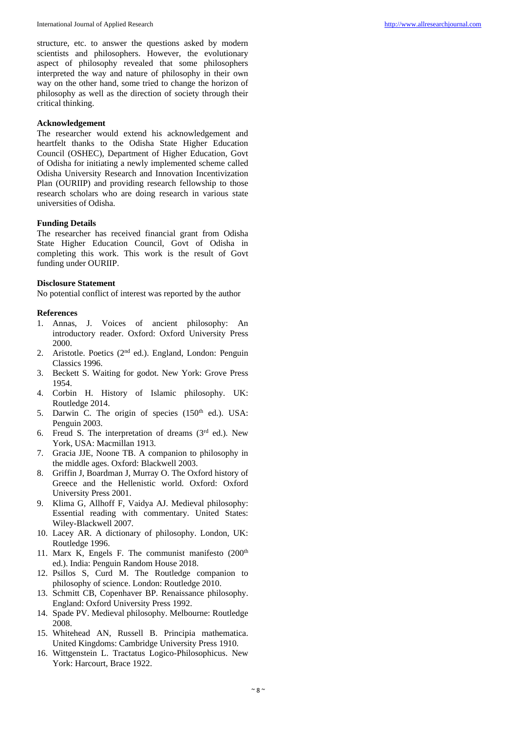structure, etc. to answer the questions asked by modern scientists and philosophers. However, the evolutionary aspect of philosophy revealed that some philosophers interpreted the way and nature of philosophy in their own way on the other hand, some tried to change the horizon of philosophy as well as the direction of society through their critical thinking.

## Acknowledgement

The researcher would extend his acknowledgement and heartfelt thanks to the Odisha State Higher Education Council (OSHEC), Department of Higher Education, Govt of Odisha for initiating a newly implemented scheme called Odisha University Research and Innovation Incentivization Plan (OURIIP) and providing research fellowship to those research scholars who are doing research in various state universities of Odisha.

## Funding Details

The researcher has received financial grant from Odisha State Higher Education Council, Govt of Odisha in completing this work. This work is the result of Govt funding under OURIIP.

## Disclosure Statement

No potential conflict of interest was reported by the author

## References

1. Annas, J. Voices of ancient philosophy: An introductory reader. Oxford: Oxford University Press 2000.
2. Aristotle. Poetics (2nd ed.). England, London: Penguin Classics 1996.
3. Beckett S. Waiting for godot. New York: Grove Press 1954.
4. Corbin H. History of Islamic philosophy. UK: Routledge 2014.
5. Darwin C. The origin of species (150th ed.). USA: Penguin 2003.
6. Freud S. The interpretation of dreams (3rd ed.). New York, USA: Macmillan 1913.
7. Gracia JJE, Noone TB. A companion to philosophy in the middle ages. Oxford: Blackwell 2003.
8. Griffin J, Boardman J, Murray O. The Oxford history of Greece and the Hellenistic world. Oxford: Oxford University Press 2001.
9. Klima G, Allhoff F, Vaidya AJ. Medieval philosophy: Essential reading with commentary. United States: Wiley-Blackwell 2007.
10. Lacey AR. A dictionary of philosophy. London, UK: Routledge 1996.
11. Marx K, Engels F. The communist manifesto (200th ed.). India: Penguin Random House 2018.
12. Psillos S, Curd M. The Routledge companion to philosophy of science. London: Routledge 2010.
13. Schmitt CB, Copenhaver BP. Renaissance philosophy. England: Oxford University Press 1992.
14. Spade PV. Medieval philosophy. Melbourne: Routledge 2008.
15. Whitehead AN, Russell B. Principia mathematica. United Kingdoms: Cambridge University Press 1910.
16. Wittgenstein L. Tractatus Logico-Philosophicus. New York: Harcourt, Brace 1922.